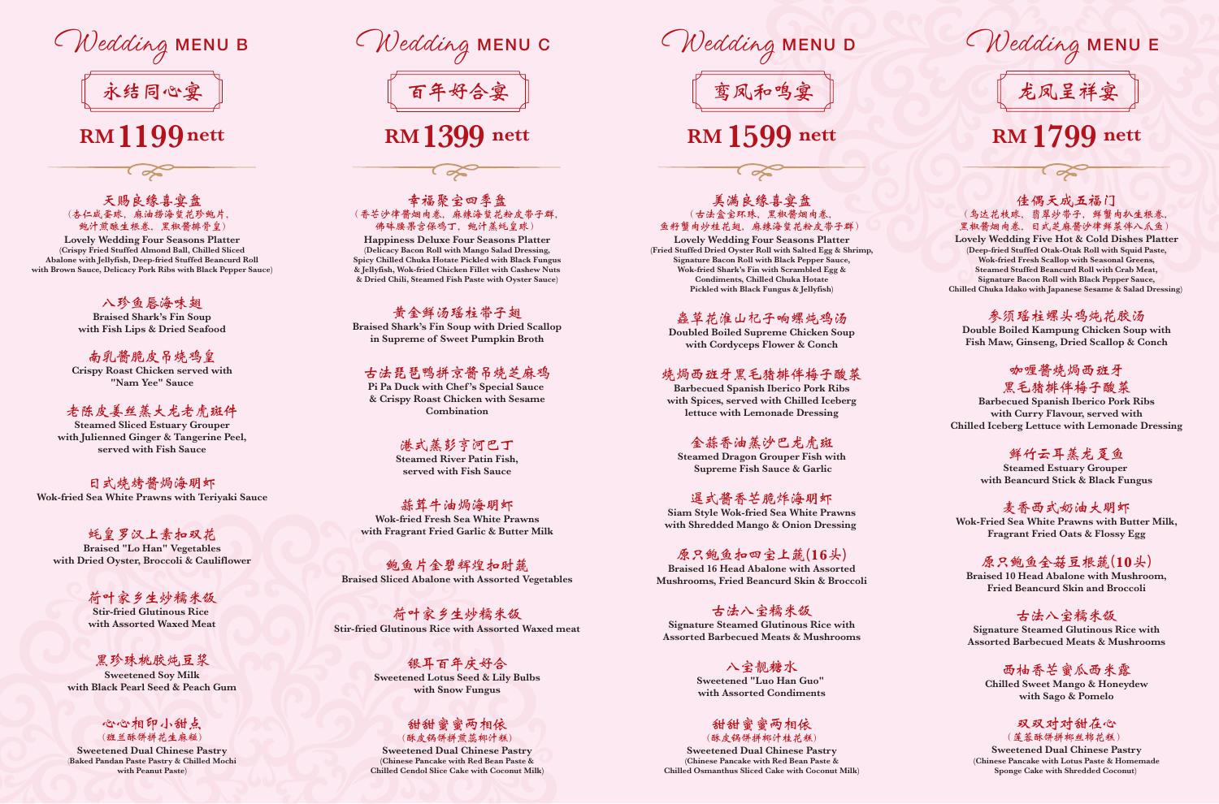# Wedding MENU B

## 永结同心宴

## RM1199 nett

**天赐良缘喜宴盘**
(杏仁咸蛋球、麻油捞海蜇花珍鲍片、鲍汁煎酿生根卷、黑椒酱排骨皇)
**Lovely Wedding Four Seasons Platter**
(Crispy Fried Stuffed Almond Ball, Chilled Sliced Abalone with Jellyfish, Deep-fried Stuffed Beancurd Roll with Brown Sauce, Delicacy Pork Ribs with Black Pepper Sauce)

**八珍鱼唇海味翅**
Braised Shark's Fin Soup with Fish Lips & Dried Seafood

**南乳酱脆皮吊烧鸡皇**
Crispy Roast Chicken served with "Nam Yee" Sauce

**老陈皮姜丝蒸大龙老虎斑件**
Steamed Sliced Estuary Grouper with Julienned Ginger & Tangerine Peel, served with Fish Sauce

**日式烧烤酱焗海明虾**
Wok-fried Sea White Prawns with Teriyaki Sauce

**蚝皇罗汉上素扣双花**
Braised "Lo Han" Vegetables with Dried Oyster, Broccoli & Cauliflower

**荷叶家乡生炒糯米饭**
Stir-fried Glutinous Rice with Assorted Waxed Meat

**黑珍珠桃胶炖豆浆**
Sweetened Soy Milk with Black Pearl Seed & Peach Gum

**心心相印小甜点**
(斑兰酥饼拼花生麻糍)
Sweetened Dual Chinese Pastry
(Baked Pandan Paste Pastry & Chilled Mochi with Peanut Paste)

# Wedding MENU C

## 百年好合宴

## RM1399 nett

**幸福聚宝四季盘**
(香芒沙律酱烟肉卷、麻辣海蜇花粉皮带子群、佛砵腰果宫保鸡丁、鲍汁蒸蚝皇球)
**Happiness Deluxe Four Seasons Platter**
(Delicacy Bacon Roll with Mango Salad Dressing, Spicy Chilled Chuka Hotate Pickled with Black Fungus & Jellyfish, Wok-fried Chicken Fillet with Cashew Nuts & Dried Chili, Steamed Fish Paste with Oyster Sauce)

**黄金鲜汤瑶柱带子翅**
Braised Shark's Fin Soup with Dried Scallop in Supreme of Sweet Pumpkin Broth

**古法琵琶鸭拼京酱吊烧芝麻鸡**
Pi Pa Duck with Chef's Special Sauce & Crispy Roast Chicken with Sesame Combination

**港式蒸彭亨河巴丁**
Steamed River Patin Fish, served with Fish Sauce

**蒜茸牛油焗海明虾**
Wok-fried Fresh Sea White Prawns with Fragrant Fried Garlic & Butter Milk

**鲍鱼片金碧辉煌扣时蔬**
Braised Sliced Abalone with Assorted Vegetables

**荷叶家乡生炒糯米饭**
Stir-fried Glutinous Rice with Assorted Waxed meat

**银耳百年庆好合**
Sweetened Lotus Seed & Lily Bulbs with Snow Fungus

**甜甜蜜蜜两相依**
(酥皮锅饼拼煎蕊椰汁糕)
Sweetened Dual Chinese Pastry
(Chinese Pancake with Red Bean Paste & Chilled Cendol Slice Cake with Coconut Milk)

# Wedding MENU D

## 鸾凤和鸣宴

## RM 1599 nett

**美满良缘喜宴盘**
(古法金宝环珠、黑椒酱烟肉卷、鱼籽蟹肉炒桂花翅、麻辣海蜇花粉皮带子群)
**Lovely Wedding Four Seasons Platter**
(Fried Stuffed Dried Oyster Roll with Salted Egg & Shrimp, Signature Bacon Roll with Black Pepper Sauce, Wok-fried Shark's Fin with Scrambled Egg & Condiments, Chilled Chuka Hotate Pickled with Black Fungus & Jellyfish)

**蟲草花淮山杞子响螺炖鸡汤**
Doubled Boiled Supreme Chicken Soup with Cordyceps Flower & Conch

**烧焗西班牙黑毛猪排伴梅子酸菜**
Barbecued Spanish Iberico Pork Ribs with Spices, served with Chilled Iceberg lettuce with Lemonade Dressing

**金蒜香油蒸沙巴龙虎斑**
Steamed Dragon Grouper Fish with Supreme Fish Sauce & Garlic

**暹式酱香芒脆炸海明虾**
Siam Style Wok-fried Sea White Prawns with Shredded Mango & Onion Dressing

**原只鲍鱼扣四宝上蔬(16头)**
Braised 16 Head Abalone with Assorted Mushrooms, Fried Beancurd Skin & Broccoli

**古法八宝糯米饭**
Signature Steamed Glutinous Rice with Assorted Barbecued Meats & Mushrooms

**八宝靓糖水**
Sweetened "Luo Han Guo" with Assorted Condiments

**甜甜蜜蜜两相依**
(酥皮锅饼拼椰汁桂花糕)
Sweetened Dual Chinese Pastry
(Chinese Pancake with Red Bean Paste & Chilled Osmanthus Sliced Cake with Coconut Milk)

# Wedding MENU E

## 龙凤呈祥宴

## RM 1799 nett

**佳偶天成五福门**
(鸟达花枝球、翡翠炒带子、鲜蟹肉扒生根卷、黑椒酱烟肉卷、日式芝麻酱沙律摔菜伴八爪鱼)
**Lovely Wedding Five Hot & Cold Dishes Platter**
(Deep-fried Stuffed Otak-Otak Roll with Squid Paste, Wok-fried Fresh Scallop with Seasonal Greens, Steamed Stuffed Beancurd Roll with Crab Meat, Signature Bacon Roll with Black Pepper Sauce, Chilled Chuka Idako with Japanese Sesame & Salad Dressing)

**参须瑶柱螺头鸡炖花胶汤**
Double Boiled Kampung Chicken Soup with Fish Maw, Ginseng, Dried Scallop & Conch

**咖喱酱烧焗西班牙黑毛猪排伴梅子酸菜**
Barbecued Spanish Iberico Pork Ribs with Curry Flavour, served with Chilled Iceberg Lettuce with Lemonade Dressing

**鲜竹云耳蒸龙虎鱼**
Steamed Estuary Grouper with Beancurd Stick & Black Fungus

**麦香西式奶油大明虾**
Wok-Fried Sea White Prawns with Butter Milk, Fragrant Fried Oats & Flossy Egg

**原只鲍鱼金菇豆根蔬(10头)**
Braised 10 Head Abalone with Mushroom, Fried Beancurd Skin and Broccoli

**古法八宝糯米饭**
Signature Steamed Glutinous Rice with Assorted Barbecued Meats & Mushrooms

**西柚香芒蜜瓜西米露**
Chilled Sweet Mango & Honeydew with Sago & Pomelo

**双双对对甜在心**
(莲蓉酥饼拼椰丝棉花糕)
Sweetened Dual Chinese Pastry
(Chinese Pancake with Lotus Paste & Homemade Sponge Cake with Shredded Coconut)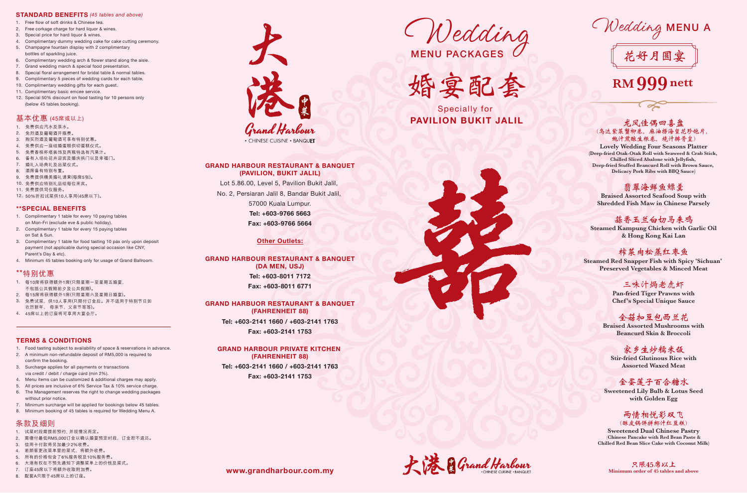## STANDARD BENEFITS *(45 tables and above)*

1. Free flow of soft drinks & Chinese tea.
2. Free corkage charge for hard liquor & wines.
3. Special price for hard liquor & wines.
4. Complimentary dummy wedding cake for cake cutting ceremony.
5. Champagne fountain display with 2 complimentary bottles of sparkling juice.
6. Complimentary wedding arch & flower stand along the aisle.
7. Grand wedding march & special food presentation.
8. Special floral arrangement for bridal table & normal tables.
9. Complimentary 5 pieces of wedding cards for each table.
10. Complimentary wedding gifts for each guest.
11. Complimentary basic emcee service.
12. Special 50% discount on food tasting for 10 persons only (below 45 tables booking).

## 基本优惠 (45席或以上)

1. 免费供应汽水及茶水。
2. 免烈酒及葡萄酒开瓶费。
3. 购买烈酒及葡萄酒可享有特别优惠。
4. 免费供应一座结婚蛋糕供切蛋糕仪式。
5. 免费香槟杯塔装饰及两瓶特选有汽果汁。
6. 备有入场处花卉迎宾及婚庆拱门以及幸福门。
7. 婚礼入场典礼及出菜仪式。
8. 酒席备有特别布置。
9. 免费提供精美婚礼请柬(每席5张)。
10. 免费供应特别礼品给每位来宾。
11. 免费提供司仪服务。
12. 50%折扣试菜供10人享用(45席以下)。

## **SPECIAL BENEFITS

1. Complimentary 1 table for every 10 paying tables on Mon-Fri (exclude eve & public holiday).
2. Complimentary 1 table for every 15 paying tables on Sat & Sun.
3. Complimentary 1 table for food tasting 10 pax only upon deposit payment (not applicable during special occasion like CNY, Parent's Day & etc).
4. Minimum 45 tables booking only for usage of Grand Ballroom.

## **特别优惠

1. 每10席将获得额外1席(只限星期一至星期五婚宴，不包括公共假期前夕及公共假期)。
2. 每15席将获得额外1席(只限星期六及星期日婚宴)。
3. 免费试菜，供10人享用(只限付订金后。并不适用于特别节日如农历新年，母亲节，父亲节等等)。
4. 45席以上的订座将可享用大宴会厅。

## TERMS & CONDITIONS

1. Food tasting subject to availability of space & reservations in advance.
2. A minimum non-refundable deposit of RM5,000 is required to confirm the booking.
3. Surcharge applies for all payments or transactions via credit / debit / charge card (min 2%).
4. Menu items can be customized & additional charges may apply.
5. All prices are inclusive of 6% Service Tax & 10% service charge.
6. The Management reserves the right to change wedding packages without prior notice.
7. Minimum surcharge will be applied for bookings below 45 tables.
8. Minimum booking of 45 tables is required for Wedding Menu A.

## 条款及细则

1. 试菜时段需提前预约，并视情况而定。
2. 需缴付最低RM5,000订金以确认婚宴预定时段，订金恕不退还。
3. 信用卡付款将另加最少2%收费。
4. 若顾客更改菜单里的菜式，将额外收费。
5. 所有的价格包含了6%服务税及10%服务费。
6. 大港有权在不预先通知下调整菜单上的价钱及菜式。
7. 订座45席以下将额外收取附加费。
8. 配套A只限于45席以上的订座。

大港 中菜 Grand Harbour • CHINESE CUISINE • BANQUET

**GRAND HARBOUR RESTAURANT & BANQUET (PAVILION, BUKIT JALIL)**

Lot 5.86.00, Level 5, Pavilion Bukit Jalil,
No. 2, Persiaran Jalil 8, Bandar Bukit Jalil,
57000 Kuala Lumpur.
**Tel: +603-9766 5663**
**Fax: +603-9766 5664**

**Other Outlets:**

**GRAND HARBOUR RESTAURANT & BANQUET (DA MEN, USJ)**
**Tel: +603-8011 7172**
**Fax: +603-8011 6771**

**GRAND HARBUOR RESTAURANT & BANQUET (FAHRENHEIT 88)**
**Tel: +603-2141 1660 / +603-2141 1763**
**Fax: +603-2141 1753**

**GRAND HARBOUR PRIVATE KITCHEN (FAHRENHEIT 88)**
**Tel: +603-2141 1660 / +603-2141 1763**
**Fax: +603-2141 1753**

www.grandharbour.com.my

# Wedding MENU PACKAGES

# 婚宴配套

Specially for
**PAVILION BUKIT JALIL**

囍

大港 中菜 Grand Harbour • CHINESE CUISINE • BANQUET

# Wedding MENU A

## 花好月圆宴

## RM999 nett

龙凤佳偶四喜盘
(乌达紫菜蟹柳卷，麻油捞海葵花珍鲍片，鲍汁煎腐生根卷，烧汁排骨皇)
**Lovely Wedding Four Seasons Platter**
(Deep-fried Otak-Otak Roll with Seaweed & Crab Stick, Chilled Sliced Abalone with Jellyfish, Deep-fried Stuffed Beancurd Roll with Brown Sauce, Delicacy Pork Ribs with BBQ Sauce)

翡翠海鲜鱼鳔羹
**Braised Assorted Seafood Soup with Shredded Fish Maw in Chinese Parsely**

蒜香玉兰白切马来鸡
**Steamed Kampung Chicken with Garlic Oil & Hong Kong Kai Lan**

榨菜肉松蒸红枣鱼
**Steamed Red Snapper Fish with Spicy 'Sichuan' Preserved Vegetables & Minced Meat**

三味汁焗老虎虾
**Pan-fried Tiger Prawns with Chef's Special Unique Sauce**

全菇扣豆包西兰花
**Braised Assorted Mushrooms with Beancurd Skin & Broccoli**

家乡生炒糯米饭
**Stir-fried Glutinous Rice with Assorted Waxed Meat**

金蛋莲子百合糖水
**Sweetened Lily Bulb & Lotus Seed with Golden Egg**

两情相悦影双飞
(酥皮锅饼拼椰汁红豆糕)
**Sweetened Dual Chinese Pastry**
(Chinese Pancake with Red Bean Paste & Chilled Red Bean Slice Cake with Coconut Milk)

只限45席以上
Minimum order of 45 tables and above